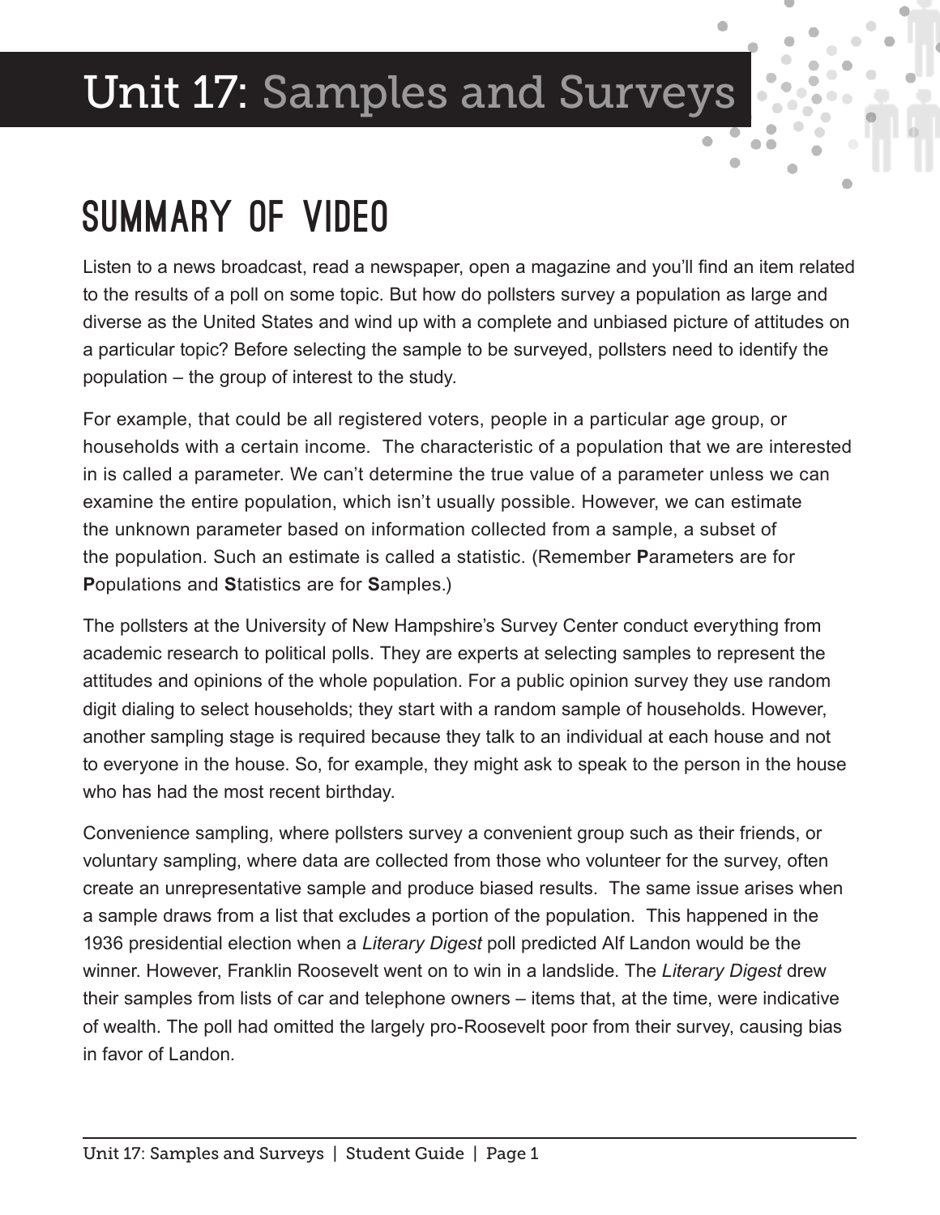# Unit 17: Samples and Surveys

## SUMMARY OF VIDEO

Listen to a news broadcast, read a newspaper, open a magazine and you'll find an item related to the results of a poll on some topic. But how do pollsters survey a population as large and diverse as the United States and wind up with a complete and unbiased picture of attitudes on a particular topic? Before selecting the sample to be surveyed, pollsters need to identify the population – the group of interest to the study.

For example, that could be all registered voters, people in a particular age group, or households with a certain income. The characteristic of a population that we are interested in is called a parameter. We can't determine the true value of a parameter unless we can examine the entire population, which isn't usually possible. However, we can estimate the unknown parameter based on information collected from a sample, a subset of the population. Such an estimate is called a statistic. (Remember **P**arameters are for **P**opulations and **S**tatistics are for **S**amples.)

The pollsters at the University of New Hampshire's Survey Center conduct everything from academic research to political polls. They are experts at selecting samples to represent the attitudes and opinions of the whole population. For a public opinion survey they use random digit dialing to select households; they start with a random sample of households. However, another sampling stage is required because they talk to an individual at each house and not to everyone in the house. So, for example, they might ask to speak to the person in the house who has had the most recent birthday.

Convenience sampling, where pollsters survey a convenient group such as their friends, or voluntary sampling, where data are collected from those who volunteer for the survey, often create an unrepresentative sample and produce biased results. The same issue arises when a sample draws from a list that excludes a portion of the population. This happened in the 1936 presidential election when a *Literary Digest* poll predicted Alf Landon would be the winner. However, Franklin Roosevelt went on to win in a landslide. The *Literary Digest* drew their samples from lists of car and telephone owners – items that, at the time, were indicative of wealth. The poll had omitted the largely pro-Roosevelt poor from their survey, causing bias in favor of Landon.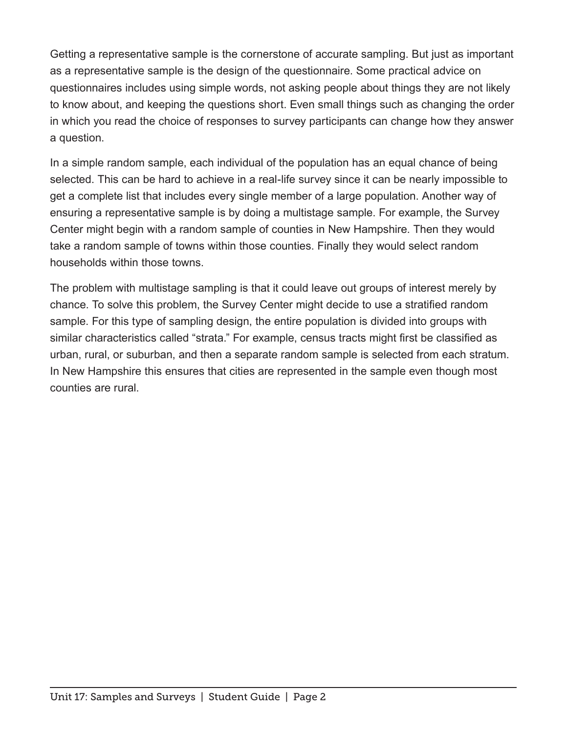Getting a representative sample is the cornerstone of accurate sampling. But just as important as a representative sample is the design of the questionnaire. Some practical advice on questionnaires includes using simple words, not asking people about things they are not likely to know about, and keeping the questions short. Even small things such as changing the order in which you read the choice of responses to survey participants can change how they answer a question.

In a simple random sample, each individual of the population has an equal chance of being selected. This can be hard to achieve in a real-life survey since it can be nearly impossible to get a complete list that includes every single member of a large population. Another way of ensuring a representative sample is by doing a multistage sample. For example, the Survey Center might begin with a random sample of counties in New Hampshire. Then they would take a random sample of towns within those counties. Finally they would select random households within those towns.

The problem with multistage sampling is that it could leave out groups of interest merely by chance. To solve this problem, the Survey Center might decide to use a stratified random sample. For this type of sampling design, the entire population is divided into groups with similar characteristics called "strata." For example, census tracts might first be classified as urban, rural, or suburban, and then a separate random sample is selected from each stratum. In New Hampshire this ensures that cities are represented in the sample even though most counties are rural.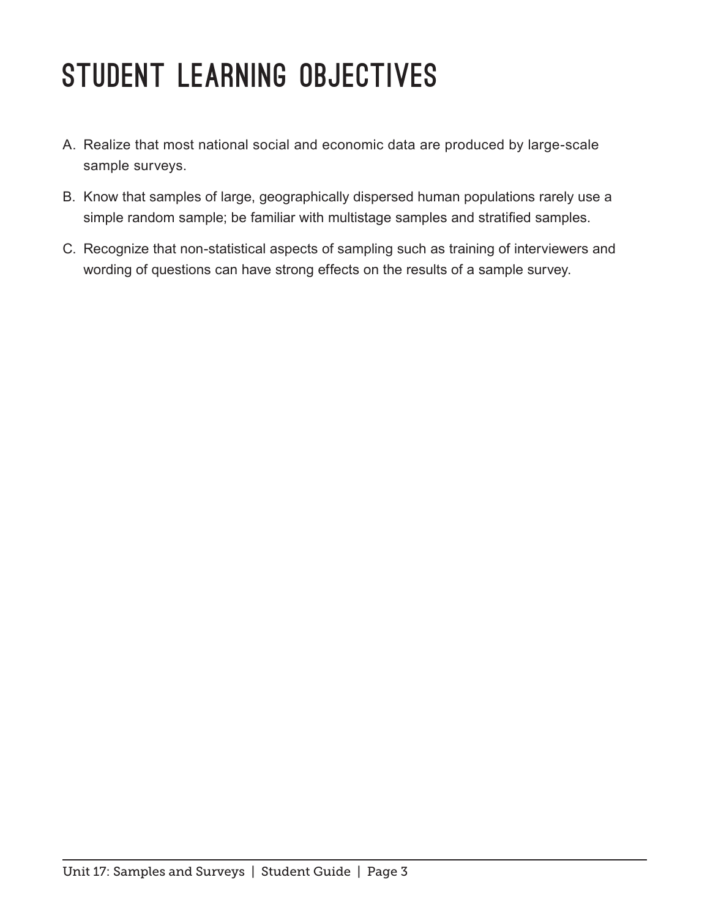# STUDENT LEARNING OBJECTIVES

A. Realize that most national social and economic data are produced by large-scale sample surveys.

B. Know that samples of large, geographically dispersed human populations rarely use a simple random sample; be familiar with multistage samples and stratified samples.

C. Recognize that non-statistical aspects of sampling such as training of interviewers and wording of questions can have strong effects on the results of a sample survey.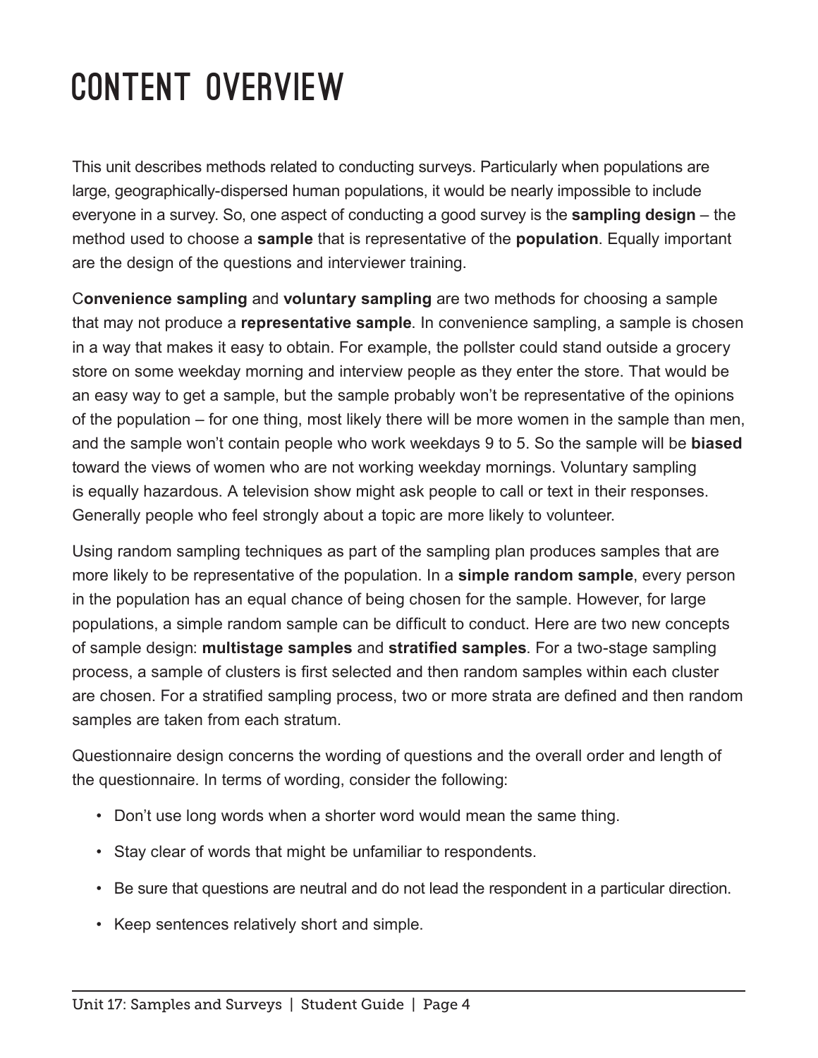# CONTENT OVERVIEW

This unit describes methods related to conducting surveys. Particularly when populations are large, geographically-dispersed human populations, it would be nearly impossible to include everyone in a survey. So, one aspect of conducting a good survey is the **sampling design** – the method used to choose a **sample** that is representative of the **population**. Equally important are the design of the questions and interviewer training.

C**onvenience sampling** and **voluntary sampling** are two methods for choosing a sample that may not produce a **representative sample**. In convenience sampling, a sample is chosen in a way that makes it easy to obtain. For example, the pollster could stand outside a grocery store on some weekday morning and interview people as they enter the store. That would be an easy way to get a sample, but the sample probably won't be representative of the opinions of the population – for one thing, most likely there will be more women in the sample than men, and the sample won't contain people who work weekdays 9 to 5. So the sample will be **biased** toward the views of women who are not working weekday mornings. Voluntary sampling is equally hazardous. A television show might ask people to call or text in their responses. Generally people who feel strongly about a topic are more likely to volunteer.

Using random sampling techniques as part of the sampling plan produces samples that are more likely to be representative of the population. In a **simple random sample**, every person in the population has an equal chance of being chosen for the sample. However, for large populations, a simple random sample can be difficult to conduct. Here are two new concepts of sample design: **multistage samples** and **stratified samples**. For a two-stage sampling process, a sample of clusters is first selected and then random samples within each cluster are chosen. For a stratified sampling process, two or more strata are defined and then random samples are taken from each stratum.

Questionnaire design concerns the wording of questions and the overall order and length of the questionnaire. In terms of wording, consider the following:

- Don't use long words when a shorter word would mean the same thing.
- Stay clear of words that might be unfamiliar to respondents.
- Be sure that questions are neutral and do not lead the respondent in a particular direction.
- Keep sentences relatively short and simple.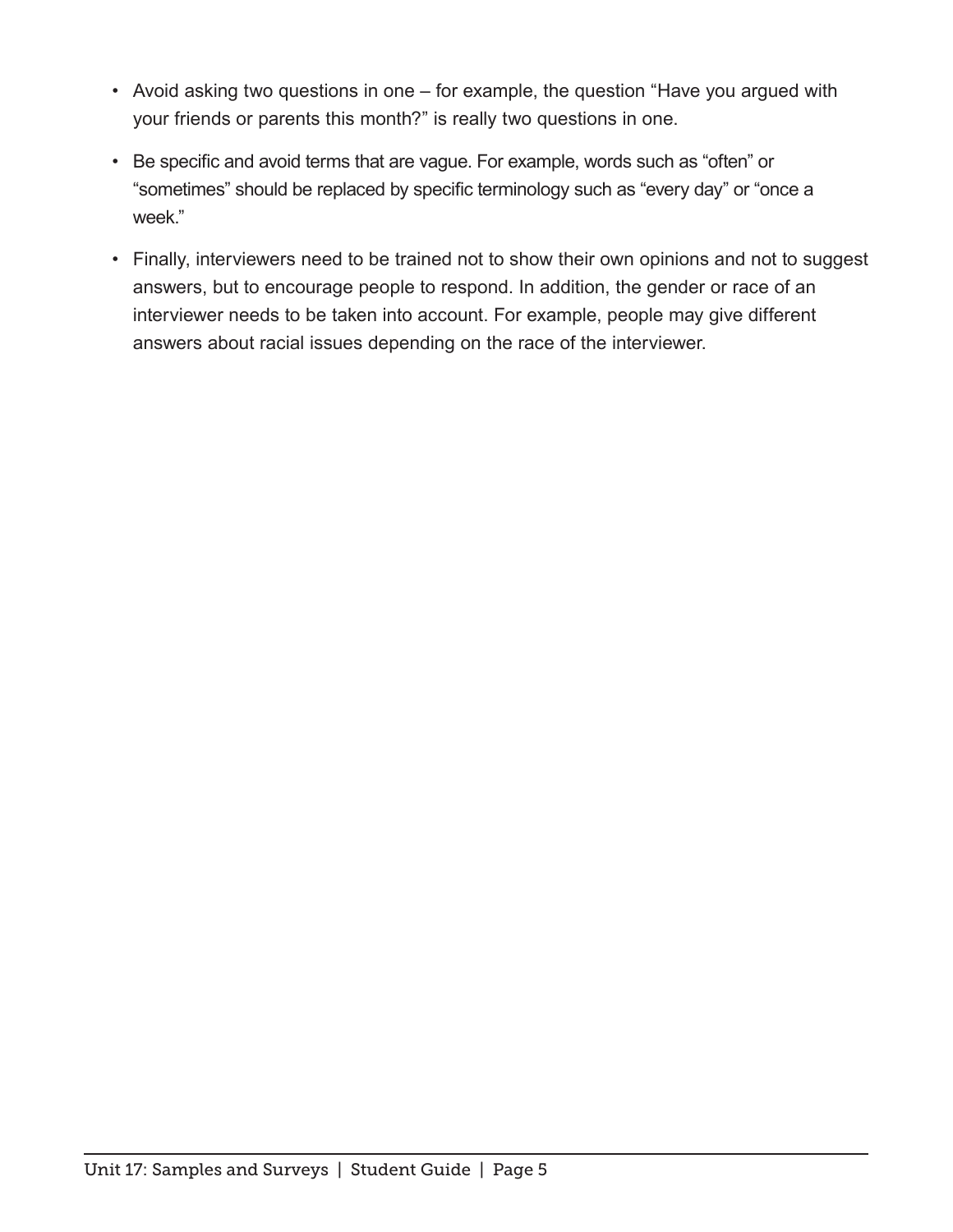- Avoid asking two questions in one – for example, the question "Have you argued with your friends or parents this month?" is really two questions in one.
- Be specific and avoid terms that are vague. For example, words such as "often" or "sometimes" should be replaced by specific terminology such as "every day" or "once a week."
- Finally, interviewers need to be trained not to show their own opinions and not to suggest answers, but to encourage people to respond. In addition, the gender or race of an interviewer needs to be taken into account. For example, people may give different answers about racial issues depending on the race of the interviewer.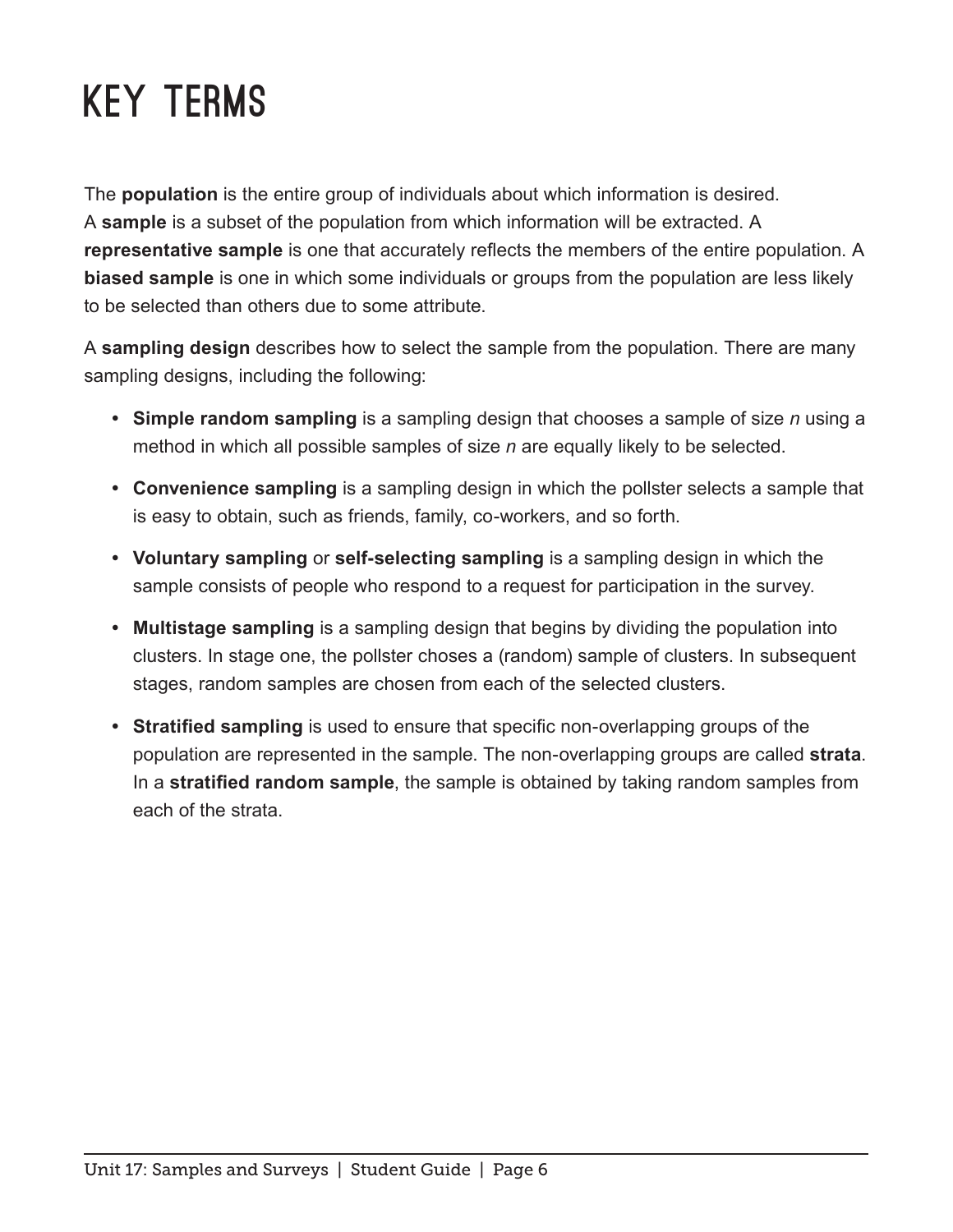# KEY TERMS

The **population** is the entire group of individuals about which information is desired. A **sample** is a subset of the population from which information will be extracted. A **representative sample** is one that accurately reflects the members of the entire population. A **biased sample** is one in which some individuals or groups from the population are less likely to be selected than others due to some attribute.

A **sampling design** describes how to select the sample from the population. There are many sampling designs, including the following:

- **Simple random sampling** is a sampling design that chooses a sample of size *n* using a method in which all possible samples of size *n* are equally likely to be selected.
- **Convenience sampling** is a sampling design in which the pollster selects a sample that is easy to obtain, such as friends, family, co-workers, and so forth.
- **Voluntary sampling** or **self-selecting sampling** is a sampling design in which the sample consists of people who respond to a request for participation in the survey.
- **Multistage sampling** is a sampling design that begins by dividing the population into clusters. In stage one, the pollster choses a (random) sample of clusters. In subsequent stages, random samples are chosen from each of the selected clusters.
- **Stratified sampling** is used to ensure that specific non-overlapping groups of the population are represented in the sample. The non-overlapping groups are called **strata**. In a **stratified random sample**, the sample is obtained by taking random samples from each of the strata.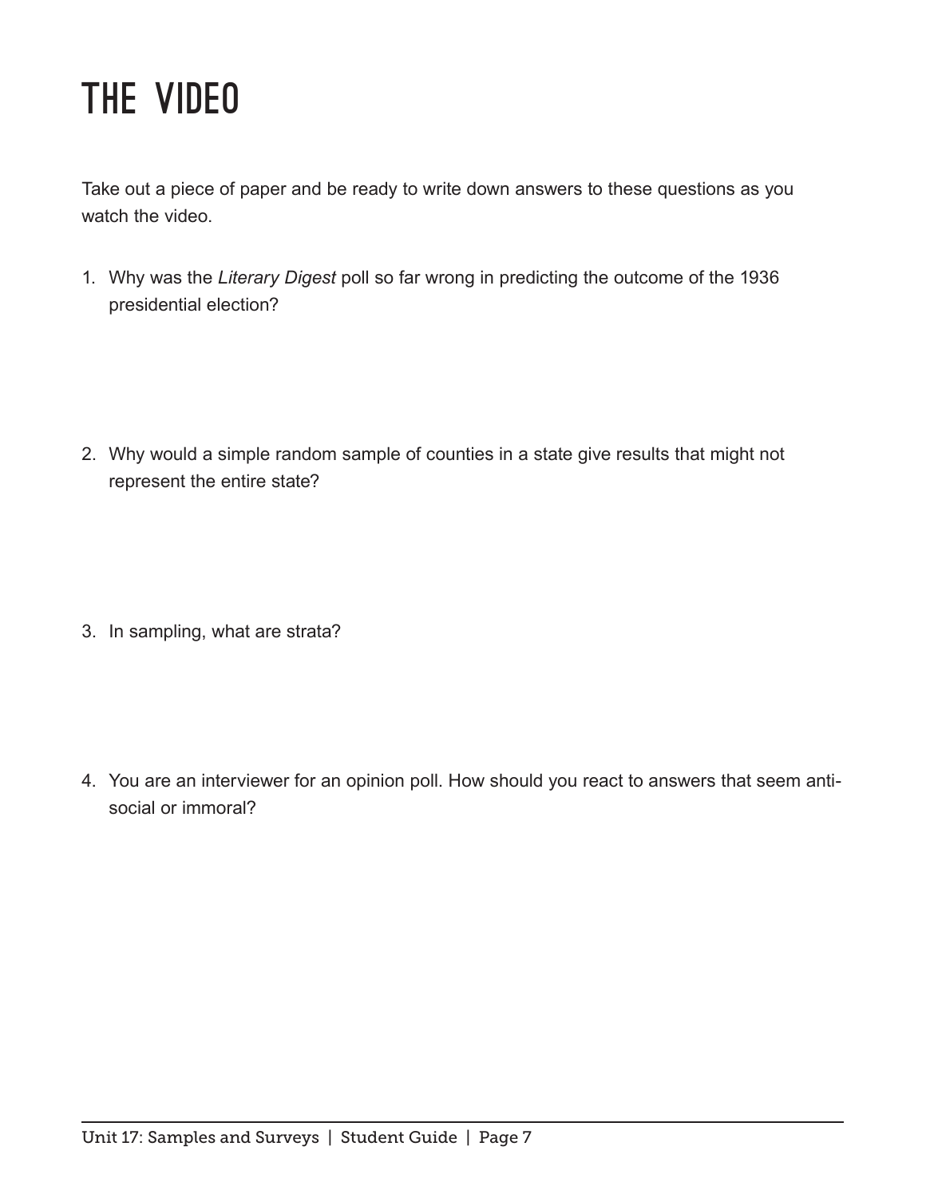# THE VIDEO

Take out a piece of paper and be ready to write down answers to these questions as you watch the video.

1. Why was the *Literary Digest* poll so far wrong in predicting the outcome of the 1936 presidential election?

2. Why would a simple random sample of counties in a state give results that might not represent the entire state?

3. In sampling, what are strata?

4. You are an interviewer for an opinion poll. How should you react to answers that seem anti-social or immoral?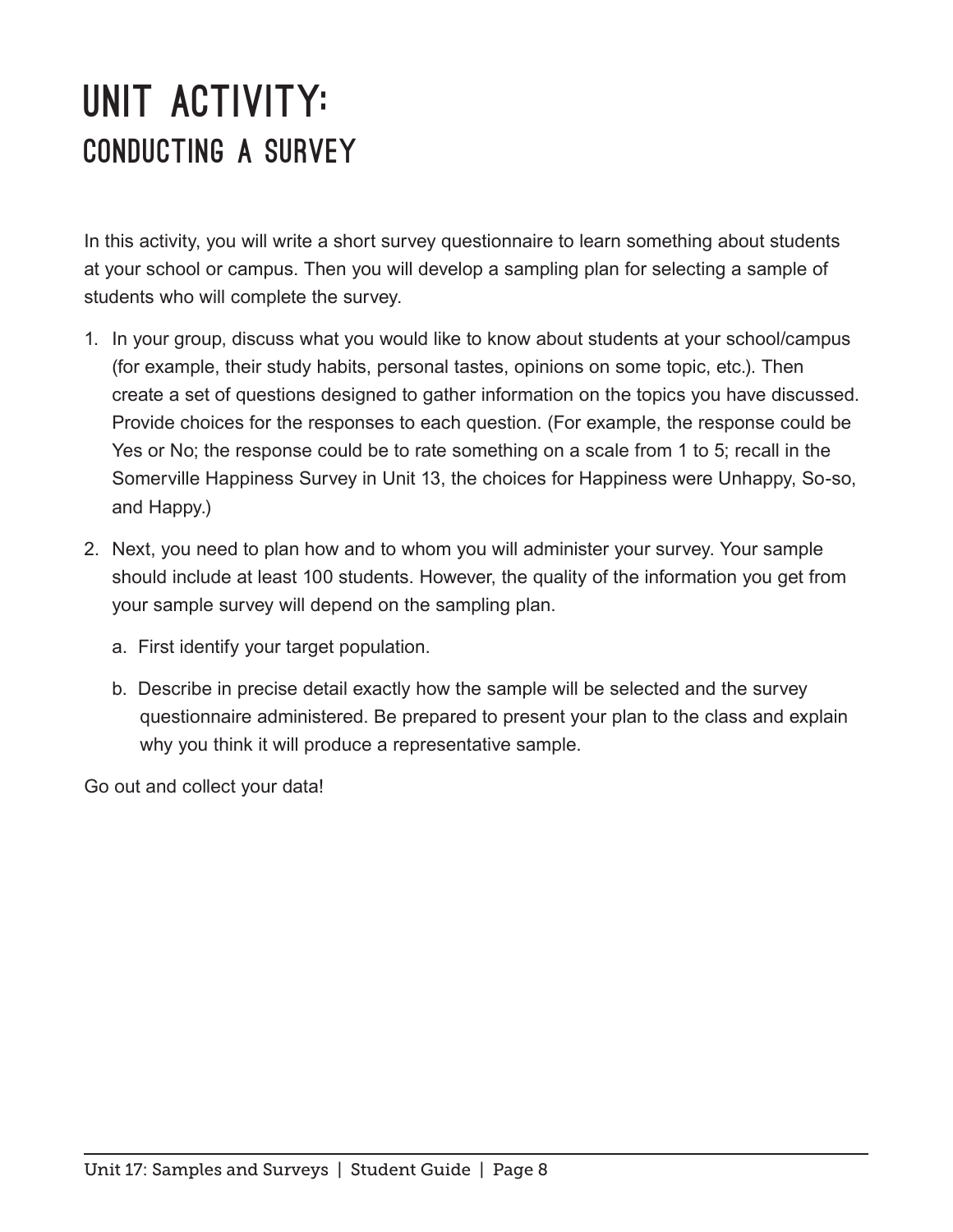# UNIT ACTIVITY:
## CONDUCTING A SURVEY

In this activity, you will write a short survey questionnaire to learn something about students at your school or campus. Then you will develop a sampling plan for selecting a sample of students who will complete the survey.

1. In your group, discuss what you would like to know about students at your school/campus (for example, their study habits, personal tastes, opinions on some topic, etc.). Then create a set of questions designed to gather information on the topics you have discussed. Provide choices for the responses to each question. (For example, the response could be Yes or No; the response could be to rate something on a scale from 1 to 5; recall in the Somerville Happiness Survey in Unit 13, the choices for Happiness were Unhappy, So-so, and Happy.)

2. Next, you need to plan how and to whom you will administer your survey. Your sample should include at least 100 students. However, the quality of the information you get from your sample survey will depend on the sampling plan.

   a. First identify your target population.

   b. Describe in precise detail exactly how the sample will be selected and the survey questionnaire administered. Be prepared to present your plan to the class and explain why you think it will produce a representative sample.

Go out and collect your data!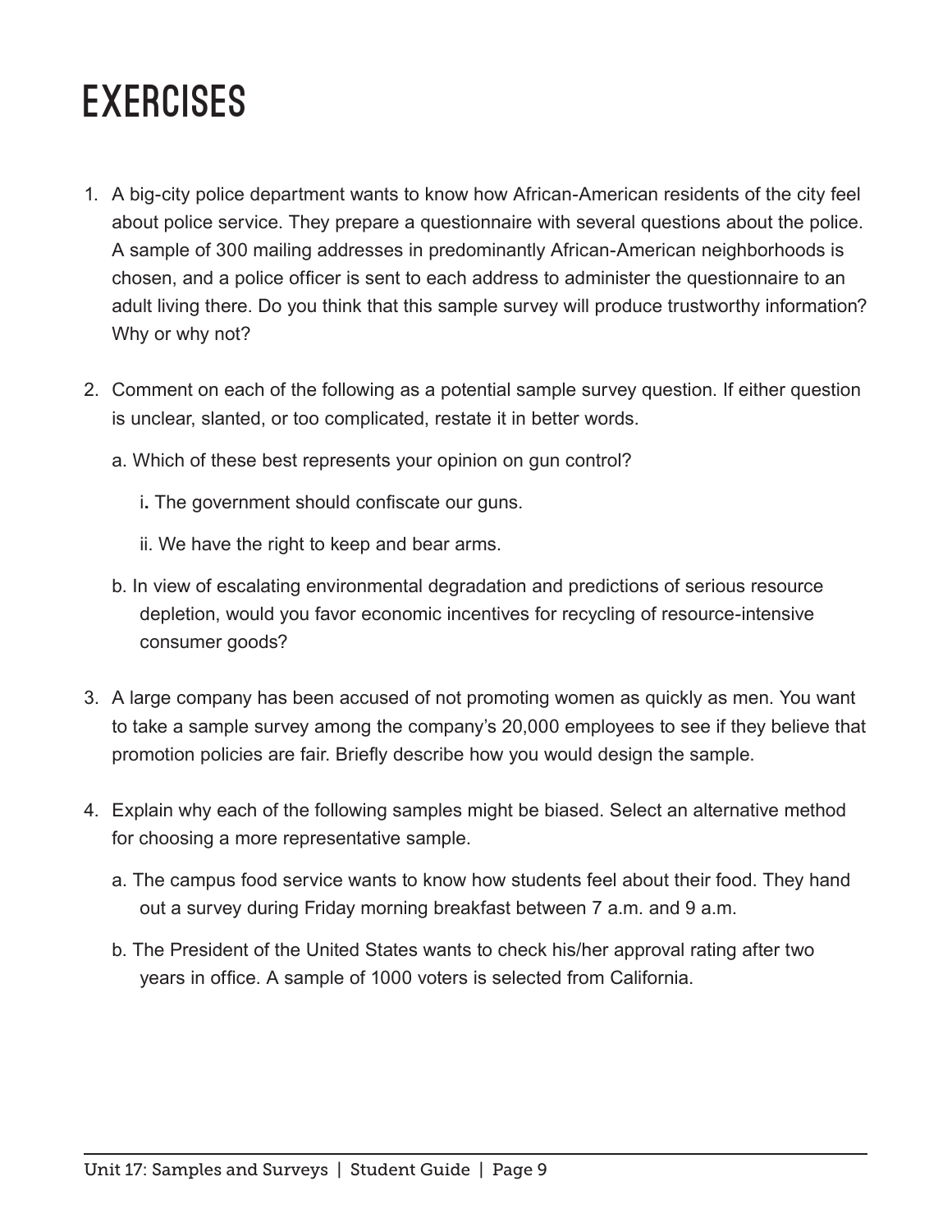# EXERCISES

1. A big-city police department wants to know how African-American residents of the city feel about police service. They prepare a questionnaire with several questions about the police. A sample of 300 mailing addresses in predominantly African-American neighborhoods is chosen, and a police officer is sent to each address to administer the questionnaire to an adult living there. Do you think that this sample survey will produce trustworthy information? Why or why not?

2. Comment on each of the following as a potential sample survey question. If either question is unclear, slanted, or too complicated, restate it in better words.

   a. Which of these best represents your opinion on gun control?

      i. The government should confiscate our guns.

      ii. We have the right to keep and bear arms.

   b. In view of escalating environmental degradation and predictions of serious resource depletion, would you favor economic incentives for recycling of resource-intensive consumer goods?

3. A large company has been accused of not promoting women as quickly as men. You want to take a sample survey among the company's 20,000 employees to see if they believe that promotion policies are fair. Briefly describe how you would design the sample.

4. Explain why each of the following samples might be biased. Select an alternative method for choosing a more representative sample.

   a. The campus food service wants to know how students feel about their food. They hand out a survey during Friday morning breakfast between 7 a.m. and 9 a.m.

   b. The President of the United States wants to check his/her approval rating after two years in office. A sample of 1000 voters is selected from California.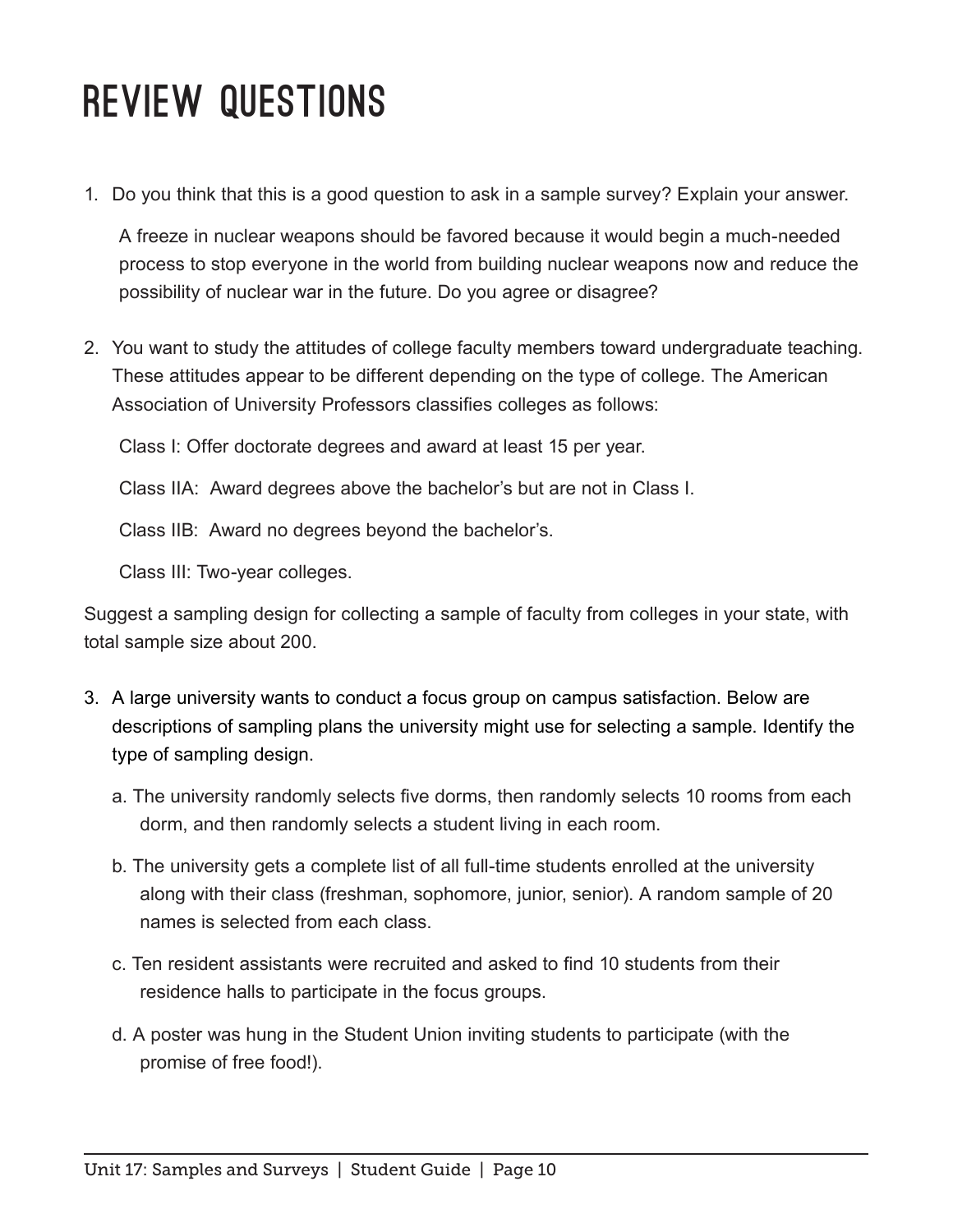# REVIEW QUESTIONS

1. Do you think that this is a good question to ask in a sample survey? Explain your answer.

   A freeze in nuclear weapons should be favored because it would begin a much-needed process to stop everyone in the world from building nuclear weapons now and reduce the possibility of nuclear war in the future. Do you agree or disagree?

2. You want to study the attitudes of college faculty members toward undergraduate teaching. These attitudes appear to be different depending on the type of college. The American Association of University Professors classifies colleges as follows:

   Class I: Offer doctorate degrees and award at least 15 per year.

   Class IIA: Award degrees above the bachelor's but are not in Class I.

   Class IIB: Award no degrees beyond the bachelor's.

   Class III: Two-year colleges.

Suggest a sampling design for collecting a sample of faculty from colleges in your state, with total sample size about 200.

3. A large university wants to conduct a focus group on campus satisfaction. Below are descriptions of sampling plans the university might use for selecting a sample. Identify the type of sampling design.

   a. The university randomly selects five dorms, then randomly selects 10 rooms from each dorm, and then randomly selects a student living in each room.

   b. The university gets a complete list of all full-time students enrolled at the university along with their class (freshman, sophomore, junior, senior). A random sample of 20 names is selected from each class.

   c. Ten resident assistants were recruited and asked to find 10 students from their residence halls to participate in the focus groups.

   d. A poster was hung in the Student Union inviting students to participate (with the promise of free food!).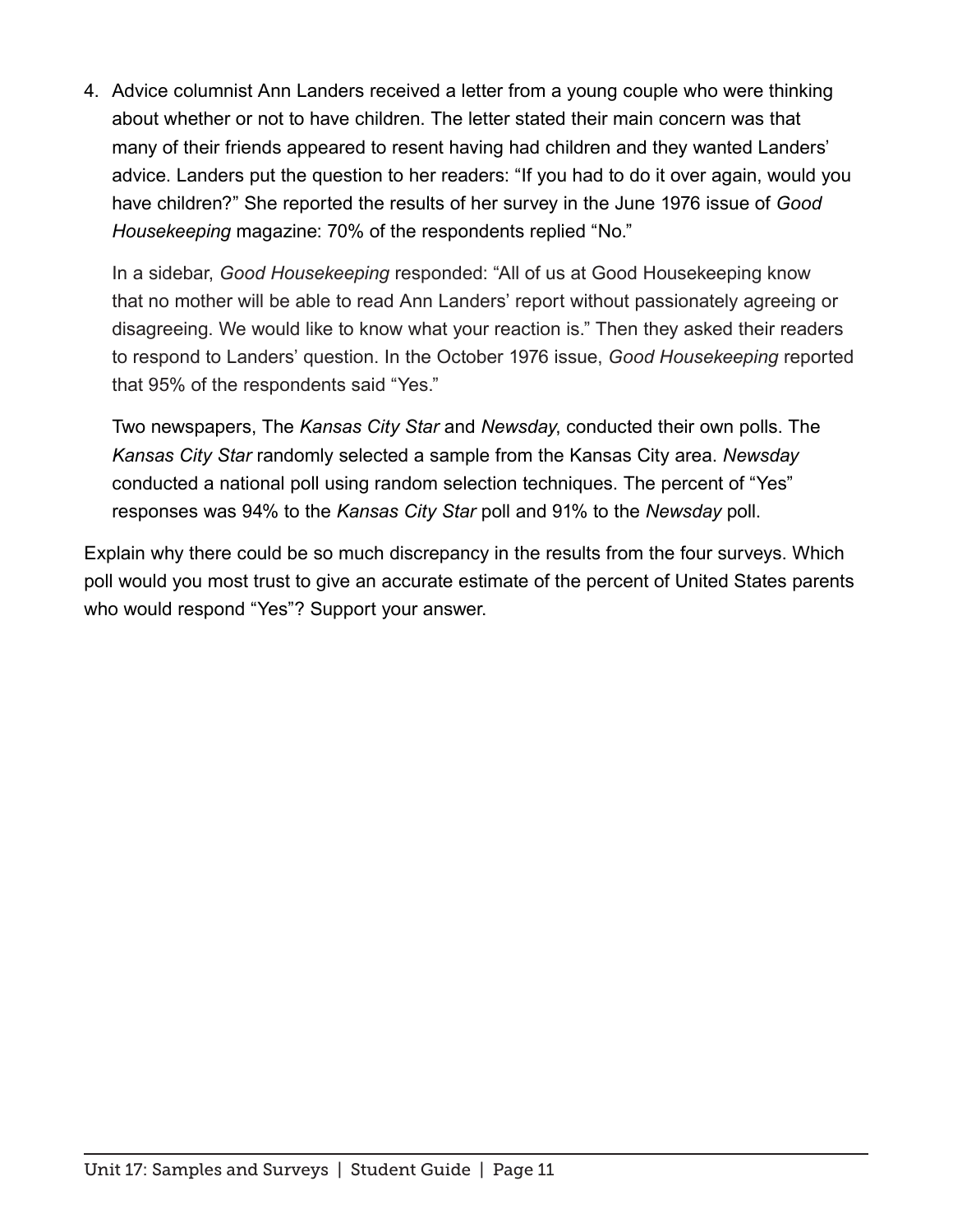4. Advice columnist Ann Landers received a letter from a young couple who were thinking about whether or not to have children. The letter stated their main concern was that many of their friends appeared to resent having had children and they wanted Landers' advice. Landers put the question to her readers: "If you had to do it over again, would you have children?" She reported the results of her survey in the June 1976 issue of *Good Housekeeping* magazine: 70% of the respondents replied "No."

   In a sidebar, *Good Housekeeping* responded: "All of us at Good Housekeeping know that no mother will be able to read Ann Landers' report without passionately agreeing or disagreeing. We would like to know what your reaction is." Then they asked their readers to respond to Landers' question. In the October 1976 issue, *Good Housekeeping* reported that 95% of the respondents said "Yes."

   Two newspapers, The *Kansas City Star* and *Newsday*, conducted their own polls. The *Kansas City Star* randomly selected a sample from the Kansas City area. *Newsday* conducted a national poll using random selection techniques. The percent of "Yes" responses was 94% to the *Kansas City Star* poll and 91% to the *Newsday* poll.

Explain why there could be so much discrepancy in the results from the four surveys. Which poll would you most trust to give an accurate estimate of the percent of United States parents who would respond "Yes"? Support your answer.